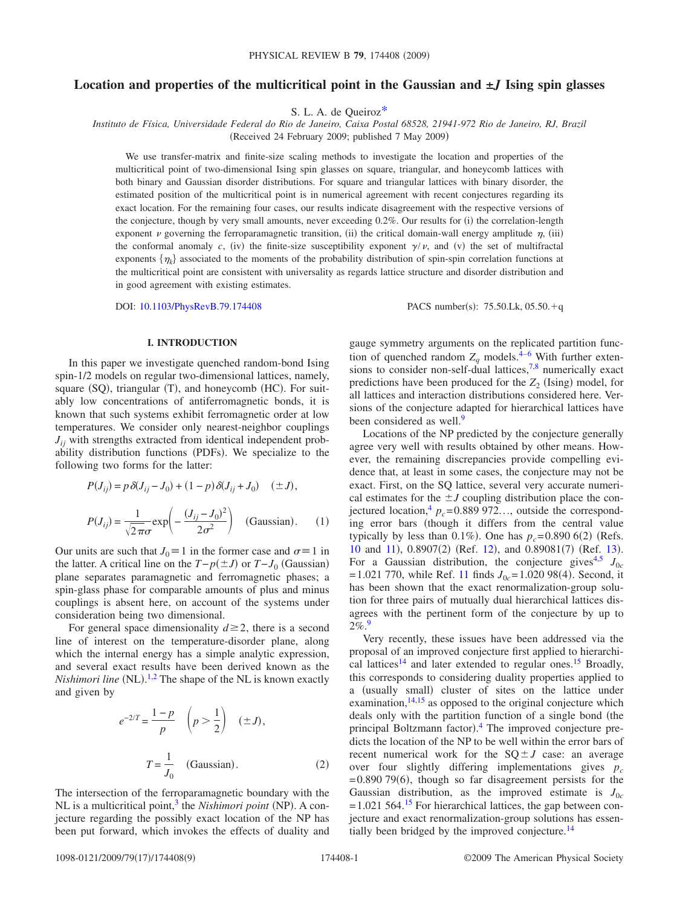# Location and properties of the multicritical point in the Gaussian and ±J Ising spin glasses

S. L. A. de Queiroz[*]

*Instituto de Física, Universidade Federal do Rio de Janeiro, Caixa Postal 68528, 21941-972 Rio de Janeiro, RJ, Brazil*

(Received 24 February 2009; published 7 May 2009)

We use transfer-matrix and finite-size scaling methods to investigate the location and properties of the multicritical point of two-dimensional Ising spin glasses on square, triangular, and honeycomb lattices with both binary and Gaussian disorder distributions. For square and triangular lattices with binary disorder, the estimated position of the multicritical point is in numerical agreement with recent conjectures regarding its exact location. For the remaining four cases, our results indicate disagreement with the respective versions of the conjecture, though by very small amounts, never exceeding 0.2%. Our results for (i) the correlation-length exponent $\nu$ governing the ferroparamagnetic transition, (ii) the critical domain-wall energy amplitude $\eta$, (iii) the conformal anomaly $c$, (iv) the finite-size susceptibility exponent $\gamma/\nu$, and (v) the set of multifractal exponents $\{\eta_k\}$ associated to the moments of the probability distribution of spin-spin correlation functions at the multicritical point are consistent with universality as regards lattice structure and disorder distribution and in good agreement with existing estimates.

DOI: 10.1103/PhysRevB.79.174408

PACS number(s): 75.50.Lk, 05.50.+q

## I. INTRODUCTION

In this paper we investigate quenched random-bond Ising spin-1/2 models on regular two-dimensional lattices, namely, square (SQ), triangular (T), and honeycomb (HC). For suitably low concentrations of antiferromagnetic bonds, it is known that such systems exhibit ferromagnetic order at low temperatures. We consider only nearest-neighbor couplings $J_{ij}$ with strengths extracted from identical independent probability distribution functions (PDFs). We specialize to the following two forms for the latter:

$$P(J_{ij}) = p\,\delta(J_{ij} - J_0) + (1-p)\,\delta(J_{ij} + J_0) \quad (\pm J),$$

$$P(J_{ij}) = \frac{1}{\sqrt{2\pi}\sigma}\exp\left(-\frac{(J_{ij}-J_0)^2}{2\sigma^2}\right) \quad \text{(Gaussian)}. \tag{1}$$

Our units are such that $J_0 \equiv 1$ in the former case and $\sigma \equiv 1$ in the latter. A critical line on the $T-p(\pm J)$ or $T-J_0$ (Gaussian) plane separates paramagnetic and ferromagnetic phases; a spin-glass phase for comparable amounts of plus and minus couplings is absent here, on account of the systems under consideration being two dimensional.

For general space dimensionality $d \geq 2$, there is a second line of interest on the temperature-disorder plane, along which the internal energy has a simple analytic expression, and several exact results have been derived known as the *Nishimori line* (NL).[1,2] The shape of the NL is known exactly and given by

$$e^{-2/T} = \frac{1-p}{p} \quad \left(p > \frac{1}{2}\right) \quad (\pm J),$$

$$T = \frac{1}{J_0} \quad \text{(Gaussian)}. \tag{2}$$

The intersection of the ferroparamagnetic boundary with the NL is a multicritical point,[3] the *Nishimori point* (NP). A conjecture regarding the possibly exact location of the NP has been put forward, which invokes the effects of duality and gauge symmetry arguments on the replicated partition function of quenched random $Z_q$ models.[4–6] With further extensions to consider non-self-dual lattices,[7,8] numerically exact predictions have been produced for the $Z_2$ (Ising) model, for all lattices and interaction distributions considered here. Versions of the conjecture adapted for hierarchical lattices have been considered as well.[9]

Locations of the NP predicted by the conjecture generally agree very well with results obtained by other means. However, the remaining discrepancies provide compelling evidence that, at least in some cases, the conjecture may not be exact. First, on the SQ lattice, several very accurate numerical estimates for the $\pm J$ coupling distribution place the conjectured location,[4] $p_c = 0.889\,972\ldots$, outside the corresponding error bars (though it differs from the central value typically by less than 0.1%). One has $p_c = 0.890\,6(2)$ (Refs. 10 and 11), 0.8907(2) (Ref. 12), and 0.89081(7) (Ref. 13). For a Gaussian distribution, the conjecture gives[4,5] $J_{0c} = 1.021\,770$, while Ref. 11 finds $J_{0c} = 1.020\,98(4)$. Second, it has been shown that the exact renormalization-group solution for three pairs of mutually dual hierarchical lattices disagrees with the pertinent form of the conjecture by up to 2%.[9]

Very recently, these issues have been addressed via the proposal of an improved conjecture first applied to hierarchical lattices[14] and later extended to regular ones.[15] Broadly, this corresponds to considering duality properties applied to a (usually small) cluster of sites on the lattice under examination,[14,15] as opposed to the original conjecture which deals only with the partition function of a single bond (the principal Boltzmann factor).[4] The improved conjecture predicts the location of the NP to be well within the error bars of recent numerical work for the SQ $\pm J$ case: an average over four slightly differing implementations gives $p_c = 0.890\,79(6)$, though so far disagreement persists for the Gaussian distribution, as the improved estimate is $J_{0c} = 1.021\,564$.[15] For hierarchical lattices, the gap between conjecture and exact renormalization-group solutions has essentially been bridged by the improved conjecture.[14]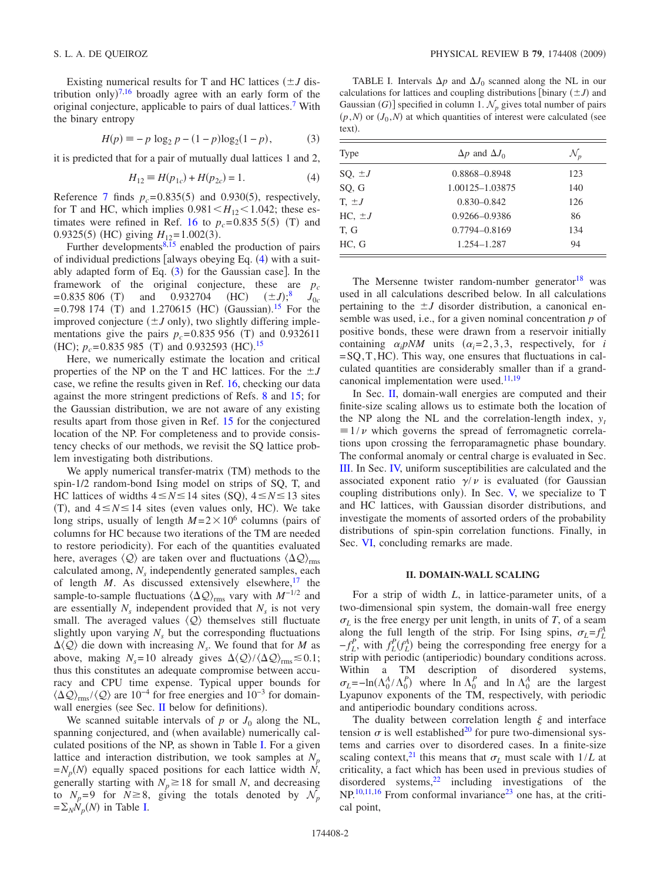Existing numerical results for T and HC lattices ($\pm J$ distribution only)[7,16] broadly agree with an early form of the original conjecture, applicable to pairs of dual lattices.[7] With the binary entropy

$$H(p) \equiv -p \log_2 p - (1-p)\log_2(1-p), \tag{3}$$

it is predicted that for a pair of mutually dual lattices 1 and 2,

$$H_{12} \equiv H(p_{1c}) + H(p_{2c}) = 1. \tag{4}$$

Reference 7 finds $p_c = 0.835(5)$ and $0.930(5)$, respectively, for T and HC, which implies $0.981 < H_{12} < 1.042$; these estimates were refined in Ref. 16 to $p_c = 0.835\,5(5)$ (T) and $0.9325(5)$ (HC) giving $H_{12} = 1.002(3)$.

Further developments[8,15] enabled the production of pairs of individual predictions [always obeying Eq. (4) with a suitably adapted form of Eq. (3) for the Gaussian case]. In the framework of the original conjecture, these are $p_c = 0.835\,806$ (T) and $0.932704$ (HC) ($\pm J$);[8] $J_{0c} = 0.798\,174$ (T) and $1.270615$ (HC) (Gaussian).[15] For the improved conjecture ($\pm J$ only), two slightly differing implementations give the pairs $p_c = 0.835\,956$ (T) and $0.932611$ (HC); $p_c = 0.835\,985$ (T) and $0.932593$ (HC).[15]

Here, we numerically estimate the location and critical properties of the NP on the T and HC lattices. For the $\pm J$ case, we refine the results given in Ref. 16, checking our data against the more stringent predictions of Refs. 8 and 15; for the Gaussian distribution, we are not aware of any existing results apart from those given in Ref. 15 for the conjectured location of the NP. For completeness and to provide consistency checks of our methods, we revisit the SQ lattice problem investigating both distributions.

We apply numerical transfer-matrix (TM) methods to the spin-1/2 random-bond Ising model on strips of SQ, T, and HC lattices of widths $4 \leq N \leq 14$ sites (SQ), $4 \leq N \leq 13$ sites (T), and $4 \leq N \leq 14$ sites (even values only, HC). We take long strips, usually of length $M = 2 \times 10^6$ columns (pairs of columns for HC because two iterations of the TM are needed to restore periodicity). For each of the quantities evaluated here, averages $\langle Q \rangle$ are taken over and fluctuations $\langle \Delta Q \rangle_{\rm rms}$ calculated among, $N_s$ independently generated samples, each of length $M$. As discussed extensively elsewhere,[17] the sample-to-sample fluctuations $\langle \Delta Q \rangle_{\rm rms}$ vary with $M^{-1/2}$ and are essentially $N_s$ independent provided that $N_s$ is not very small. The averaged values $\langle Q \rangle$ themselves still fluctuate slightly upon varying $N_s$ but the corresponding fluctuations $\Delta \langle Q \rangle$ die down with increasing $N_s$. We found that for $M$ as above, making $N_s = 10$ already gives $\Delta \langle Q \rangle / \langle \Delta Q \rangle_{\rm rms} \lesssim 0.1$; thus this constitutes an adequate compromise between accuracy and CPU time expense. Typical upper bounds for $\langle \Delta Q \rangle_{\rm rms} / \langle Q \rangle$ are $10^{-4}$ for free energies and $10^{-3}$ for domain-wall energies (see Sec. II below for definitions).

We scanned suitable intervals of $p$ or $J_0$ along the NL, spanning conjectured, and (when available) numerically calculated positions of the NP, as shown in Table I. For a given lattice and interaction distribution, we took samples at $N_p = N_p(N)$ equally spaced positions for each lattice width $N$, generally starting with $N_p \geq 18$ for small $N$, and decreasing to $N_p = 9$ for $N \geq 8$, giving the totals denoted by $\mathcal{N}_p = \Sigma_N N_p(N)$ in Table I.

TABLE I. Intervals $\Delta p$ and $\Delta J_0$ scanned along the NL in our calculations for lattices and coupling distributions [binary ($\pm J$) and Gaussian ($G$)] specified in column 1. $\mathcal{N}_p$ gives total number of pairs $(p,N)$ or $(J_0,N)$ at which quantities of interest were calculated (see text).

| Type | $\Delta p$ and $\Delta J_0$ | $\mathcal{N}_p$ |
|---|---|---|
| SQ, $\pm J$ | 0.8868–0.8948 | 123 |
| SQ, G | 1.00125–1.03875 | 140 |
| T, $\pm J$ | 0.830–0.842 | 126 |
| HC, $\pm J$ | 0.9266–0.9386 | 86 |
| T, G | 0.7794–0.8169 | 134 |
| HC, G | 1.254–1.287 | 94 |

The Mersenne twister random-number generator[18] was used in all calculations described below. In all calculations pertaining to the $\pm J$ disorder distribution, a canonical ensemble was used, i.e., for a given nominal concentration $p$ of positive bonds, these were drawn from a reservoir initially containing $\alpha_i pNM$ units ($\alpha_i = 2,3,3$, respectively, for $i = \text{SQ}, \text{T}, \text{HC}$). This way, one ensures that fluctuations in calculated quantities are considerably smaller than if a grand-canonical implementation were used.[11,19]

In Sec. II, domain-wall energies are computed and their finite-size scaling allows us to estimate both the location of the NP along the NL and the correlation-length index, $y_t \equiv 1/\nu$ which governs the spread of ferromagnetic correlations upon crossing the ferroparamagnetic phase boundary. The conformal anomaly or central charge is evaluated in Sec. III. In Sec. IV, uniform susceptibilities are calculated and the associated exponent ratio $\gamma/\nu$ is evaluated (for Gaussian coupling distributions only). In Sec. V, we specialize to T and HC lattices, with Gaussian disorder distributions, and investigate the moments of assorted orders of the probability distributions of spin-spin correlation functions. Finally, in Sec. VI, concluding remarks are made.

## II. DOMAIN-WALL SCALING

For a strip of width $L$, in lattice-parameter units, of a two-dimensional spin system, the domain-wall free energy $\sigma_L$ is the free energy per unit length, in units of $T$, of a seam along the full length of the strip. For Ising spins, $\sigma_L = f_L^A - f_L^P$, with $f_L^P(f_L^A)$ being the corresponding free energy for a strip with periodic (antiperiodic) boundary conditions across. Within a TM description of disordered systems, $\sigma_L = -\ln(\Lambda_0^A/\Lambda_0^P)$ where $\ln \Lambda_0^P$ and $\ln \Lambda_0^A$ are the largest Lyapunov exponents of the TM, respectively, with periodic and antiperiodic boundary conditions across.

The duality between correlation length $\xi$ and interface tension $\sigma$ is well established[20] for pure two-dimensional systems and carries over to disordered cases. In a finite-size scaling context,[21] this means that $\sigma_L$ must scale with $1/L$ at criticality, a fact which has been used in previous studies of disordered systems,[22] including investigations of the NP.[10,11,16] From conformal invariance[23] one has, at the critical point,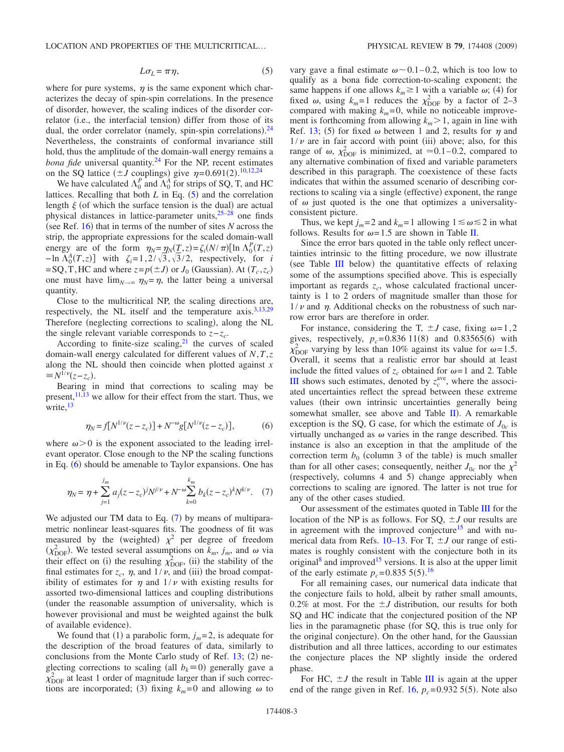$$L\sigma_L = \pi\eta, \tag{5}$$

where for pure systems, $\eta$ is the same exponent which characterizes the decay of spin-spin correlations. In the presence of disorder, however, the scaling indices of the disorder correlator (i.e., the interfacial tension) differ from those of its dual, the order correlator (namely, spin-spin correlations).[24] Nevertheless, the constraints of conformal invariance still hold, thus the amplitude of the domain-wall energy remains a *bona fide* universal quantity.[24] For the NP, recent estimates on the SQ lattice ($\pm J$ couplings) give $\eta$=0.691(2).[10,12,24]

We have calculated $\Lambda_0^P$ and $\Lambda_0^A$ for strips of SQ, T, and HC lattices. Recalling that both $L$ in Eq. (5) and the correlation length $\xi$ (of which the surface tension is the dual) are actual physical distances in lattice-parameter units,[25–28] one finds (see Ref. [16]) that in terms of the number of sites $N$ across the strip, the appropriate expressions for the scaled domain-wall energy are of the form $\eta_N = \eta_N(T,z) = \zeta_i (N/\pi)[\ln \Lambda_0^P(T,z) - \ln \Lambda_0^A(T,z)]$ with $\zeta_i = 1, 2/\sqrt{3}, \sqrt{3}/2$, respectively, for $i$ = SQ, T, HC and where $z = p(\pm J)$ or $J_0$ (Gaussian). At $(T_c, z_c)$ one must have $\lim_{N\to\infty} \eta_N = \eta$, the latter being a universal quantity.

Close to the multicritical NP, the scaling directions are, respectively, the NL itself and the temperature axis.[3,13,29] Therefore (neglecting corrections to scaling), along the NL the single relevant variable corresponds to $z - z_c$.

According to finite-size scaling,[21] the curves of scaled domain-wall energy calculated for different values of $N, T, z$ along the NL should then coincide when plotted against $x \equiv N^{1/\nu}(z - z_c)$.

Bearing in mind that corrections to scaling may be present,[11,13] we allow for their effect from the start. Thus, we write,[13]

$$\eta_N = f[N^{1/\nu}(z - z_c)] + N^{-\omega} g[N^{1/\nu}(z - z_c)], \tag{6}$$

where $\omega > 0$ is the exponent associated to the leading irrelevant operator. Close enough to the NP the scaling functions in Eq. (6) should be amenable to Taylor expansions. One has

$$\eta_N = \eta + \sum_{j=1}^{j_m} a_j (z - z_c)^j N^{j/\nu} + N^{-\omega} \sum_{k=0}^{k_m} b_k (z - z_c)^k N^{k/\nu}. \tag{7}$$

We adjusted our TM data to Eq. (7) by means of multiparametric nonlinear least-squares fits. The goodness of fit was measured by the (weighted) $\chi^2$ per degree of freedom ($\chi^2_{\rm DOF}$). We tested several assumptions on $k_m$, $j_m$, and $\omega$ via their effect on (i) the resulting $\chi^2_{\rm DOF}$, (ii) the stability of the final estimates for $z_c$, $\eta$, and $1/\nu$, and (iii) the broad compatibility of estimates for $\eta$ and $1/\nu$ with existing results for assorted two-dimensional lattices and coupling distributions (under the reasonable assumption of universality, which is however provisional and must be weighted against the bulk of available evidence).

We found that (1) a parabolic form, $j_m = 2$, is adequate for the description of the broad features of data, similarly to conclusions from the Monte Carlo study of Ref. [13]; (2) neglecting corrections to scaling (all $b_k \equiv 0$) generally gave a $\chi^2_{\rm DOF}$ at least 1 order of magnitude larger than if such corrections are incorporated; (3) fixing $k_m = 0$ and allowing $\omega$ to vary gave a final estimate $\omega \sim 0.1$–$0.2$, which is too low to qualify as a bona fide correction-to-scaling exponent; the same happens if one allows $k_m \geq 1$ with a variable $\omega$; (4) for fixed $\omega$, using $k_m = 1$ reduces the $\chi^2_{\rm DOF}$ by a factor of 2–3 compared with making $k_m = 0$, while no noticeable improvement is forthcoming from allowing $k_m > 1$, again in line with Ref. [13]; (5) for fixed $\omega$ between 1 and 2, results for $\eta$ and $1/\nu$ are in fair accord with point (iii) above; also, for this range of $\omega$, $\chi^2_{\rm DOF}$ is minimized, at $\simeq 0.1$–$0.2$, compared to any alternative combination of fixed and variable parameters described in this paragraph. The coexistence of these facts indicates that within the assumed scenario of describing corrections to scaling via a single (effective) exponent, the range of $\omega$ just quoted is the one that optimizes a universality-consistent picture.

Thus, we kept $j_m = 2$ and $k_m = 1$ allowing $1 \lesssim \omega \lesssim 2$ in what follows. Results for $\omega = 1.5$ are shown in Table II.

Since the error bars quoted in the table only reflect uncertainties intrinsic to the fitting procedure, we now illustrate (see Table III below) the quantitative effects of relaxing some of the assumptions specified above. This is especially important as regards $z_c$, whose calculated fractional uncertainty is 1 to 2 orders of magnitude smaller than those for $1/\nu$ and $\eta$. Additional checks on the robustness of such narrow error bars are therefore in order.

For instance, considering the T, $\pm J$ case, fixing $\omega = 1, 2$ gives, respectively, $p_c$=0.836 11(8) and 0.83565(6) with $\chi^2_{\rm DOF}$ varying by less than 10% against its value for $\omega = 1.5$. Overall, it seems that a realistic error bar should at least include the fitted values of $z_c$ obtained for $\omega = 1$ and 2. Table III shows such estimates, denoted by $z_c^{\rm ave}$, where the associated uncertainties reflect the spread between these extreme values (their own intrinsic uncertainties generally being somewhat smaller, see above and Table II). A remarkable exception is the SQ, G case, for which the estimate of $J_{0c}$ is virtually unchanged as $\omega$ varies in the range described. This instance is also an exception in that the amplitude of the correction term $b_0$ (column 3 of the table) is much smaller than for all other cases; consequently, neither $J_{0c}$ nor the $\chi^2$ (respectively, columns 4 and 5) change appreciably when corrections to scaling are ignored. The latter is not true for any of the other cases studied.

Our assessment of the estimates quoted in Table III for the location of the NP is as follows. For SQ, $\pm J$ our results are in agreement with the improved conjecture[15] and with numerical data from Refs. [10–13]. For T, $\pm J$ our range of estimates is roughly consistent with the conjecture both in its original[8] and improved[15] versions. It is also at the upper limit of the early estimate $p_c$=0.835 5(5).[16]

For all remaining cases, our numerical data indicate that the conjecture fails to hold, albeit by rather small amounts, 0.2% at most. For the $\pm J$ distribution, our results for both SQ and HC indicate that the conjectured position of the NP lies in the paramagnetic phase (for SQ, this is true only for the original conjecture). On the other hand, for the Gaussian distribution and all three lattices, according to our estimates the conjecture places the NP slightly inside the ordered phase.

For HC, $\pm J$ the result in Table III is again at the upper end of the range given in Ref. [16], $p_c$=0.932 5(5). Note also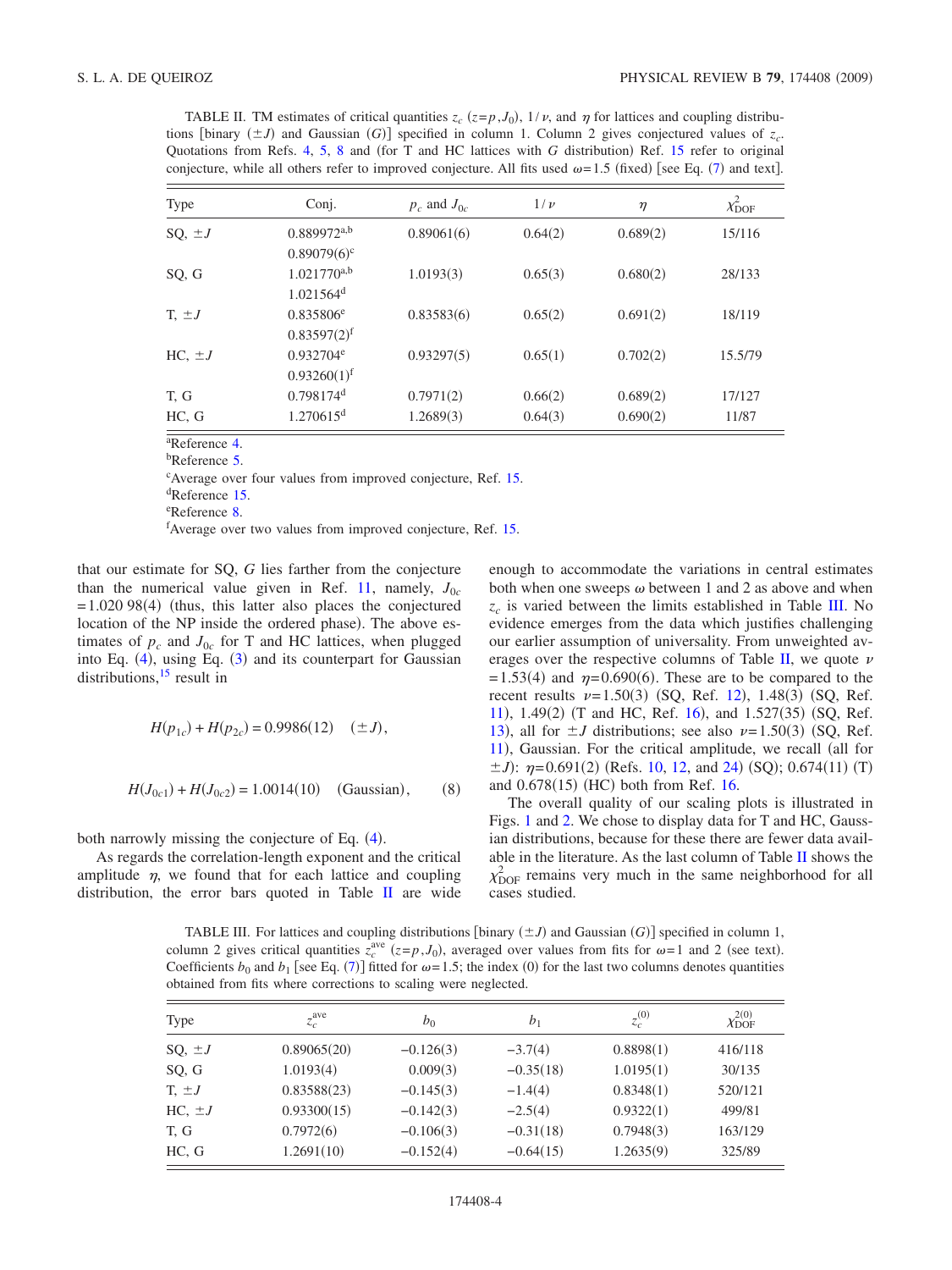TABLE II. TM estimates of critical quantities $z_c$ ($z = p, J_0$), $1/\nu$, and $\eta$ for lattices and coupling distributions [binary ($\pm J$) and Gaussian ($G$)] specified in column 1. Column 2 gives conjectured values of $z_c$. Quotations from Refs. 4, 5, 8 and (for T and HC lattices with $G$ distribution) Ref. 15 refer to original conjecture, while all others refer to improved conjecture. All fits used $\omega = 1.5$ (fixed) [see Eq. (7) and text].

| Type | Conj. | $p_c$ and $J_{0c}$ | $1/\nu$ | $\eta$ | $\chi^2_{\rm DOF}$ |
|---|---|---|---|---|---|
| SQ, $\pm J$ | 0.889972[a,b] | 0.89061(6) | 0.64(2) | 0.689(2) | 15/116 |
| | 0.89079(6)[c] | | | | |
| SQ, G | 1.021770[a,b] | 1.0193(3) | 0.65(3) | 0.680(2) | 28/133 |
| | 1.021564[d] | | | | |
| T, $\pm J$ | 0.835806[e] | 0.83583(6) | 0.65(2) | 0.691(2) | 18/119 |
| | 0.83597(2)[f] | | | | |
| HC, $\pm J$ | 0.932704[e] | 0.93297(5) | 0.65(1) | 0.702(2) | 15.5/79 |
| | 0.93260(1)[f] | | | | |
| T, G | 0.798174[d] | 0.7971(2) | 0.66(2) | 0.689(2) | 17/127 |
| HC, G | 1.270615[d] | 1.2689(3) | 0.64(3) | 0.690(2) | 11/87 |

[a]Reference 4.
[b]Reference 5.
[c]Average over four values from improved conjecture, Ref. 15.
[d]Reference 15.
[e]Reference 8.
[f]Average over two values from improved conjecture, Ref. 15.

that our estimate for SQ, $G$ lies farther from the conjecture than the numerical value given in Ref. 11, namely, $J_{0c} = 1.020\,98(4)$ (thus, this latter also places the conjectured location of the NP inside the ordered phase). The above estimates of $p_c$ and $J_{0c}$ for T and HC lattices, when plugged into Eq. (4), using Eq. (3) and its counterpart for Gaussian distributions,[15] result in

$$H(p_{1c}) + H(p_{2c}) = 0.9986(12) \quad (\pm J),$$

$$H(J_{0c1}) + H(J_{0c2}) = 1.0014(10) \quad (\text{Gaussian}), \qquad (8)$$

both narrowly missing the conjecture of Eq. (4).

As regards the correlation-length exponent and the critical amplitude $\eta$, we found that for each lattice and coupling distribution, the error bars quoted in Table II are wide enough to accommodate the variations in central estimates both when one sweeps $\omega$ between 1 and 2 as above and when $z_c$ is varied between the limits established in Table III. No evidence emerges from the data which justifies challenging our earlier assumption of universality. From unweighted averages over the respective columns of Table II, we quote $\nu = 1.53(4)$ and $\eta = 0.690(6)$. These are to be compared to the recent results $\nu = 1.50(3)$ (SQ, Ref. 12), 1.48(3) (SQ, Ref. 11), 1.49(2) (T and HC, Ref. 16), and 1.527(35) (SQ, Ref. 13), all for $\pm J$ distributions; see also $\nu = 1.50(3)$ (SQ, Ref. 11), Gaussian. For the critical amplitude, we recall (all for $\pm J$): $\eta = 0.691(2)$ (Refs. 10, 12, and 24) (SQ); 0.674(11) (T) and 0.678(15) (HC) both from Ref. 16.

The overall quality of our scaling plots is illustrated in Figs. 1 and 2. We chose to display data for T and HC, Gaussian distributions, because for these there are fewer data available in the literature. As the last column of Table II shows the $\chi^2_{\rm DOF}$ remains very much in the same neighborhood for all cases studied.

TABLE III. For lattices and coupling distributions [binary ($\pm J$) and Gaussian ($G$)] specified in column 1, column 2 gives critical quantities $z_c^{\rm ave}$ ($z = p, J_0$), averaged over values from fits for $\omega = 1$ and 2 (see text). Coefficients $b_0$ and $b_1$ [see Eq. (7)] fitted for $\omega = 1.5$; the index (0) for the last two columns denotes quantities obtained from fits where corrections to scaling were neglected.

| Type | $z_c^{\rm ave}$ | $b_0$ | $b_1$ | $z_c^{(0)}$ | $\chi^{2(0)}_{\rm DOF}$ |
|---|---|---|---|---|---|
| SQ, $\pm J$ | 0.89065(20) | $-0.126(3)$ | $-3.7(4)$ | 0.8898(1) | 416/118 |
| SQ, G | 1.0193(4) | 0.009(3) | $-0.35(18)$ | 1.0195(1) | 30/135 |
| T, $\pm J$ | 0.83588(23) | $-0.145(3)$ | $-1.4(4)$ | 0.8348(1) | 520/121 |
| HC, $\pm J$ | 0.93300(15) | $-0.142(3)$ | $-2.5(4)$ | 0.9322(1) | 499/81 |
| T, G | 0.7972(6) | $-0.106(3)$ | $-0.31(18)$ | 0.7948(3) | 163/129 |
| HC, G | 1.2691(10) | $-0.152(4)$ | $-0.64(15)$ | 1.2635(9) | 325/89 |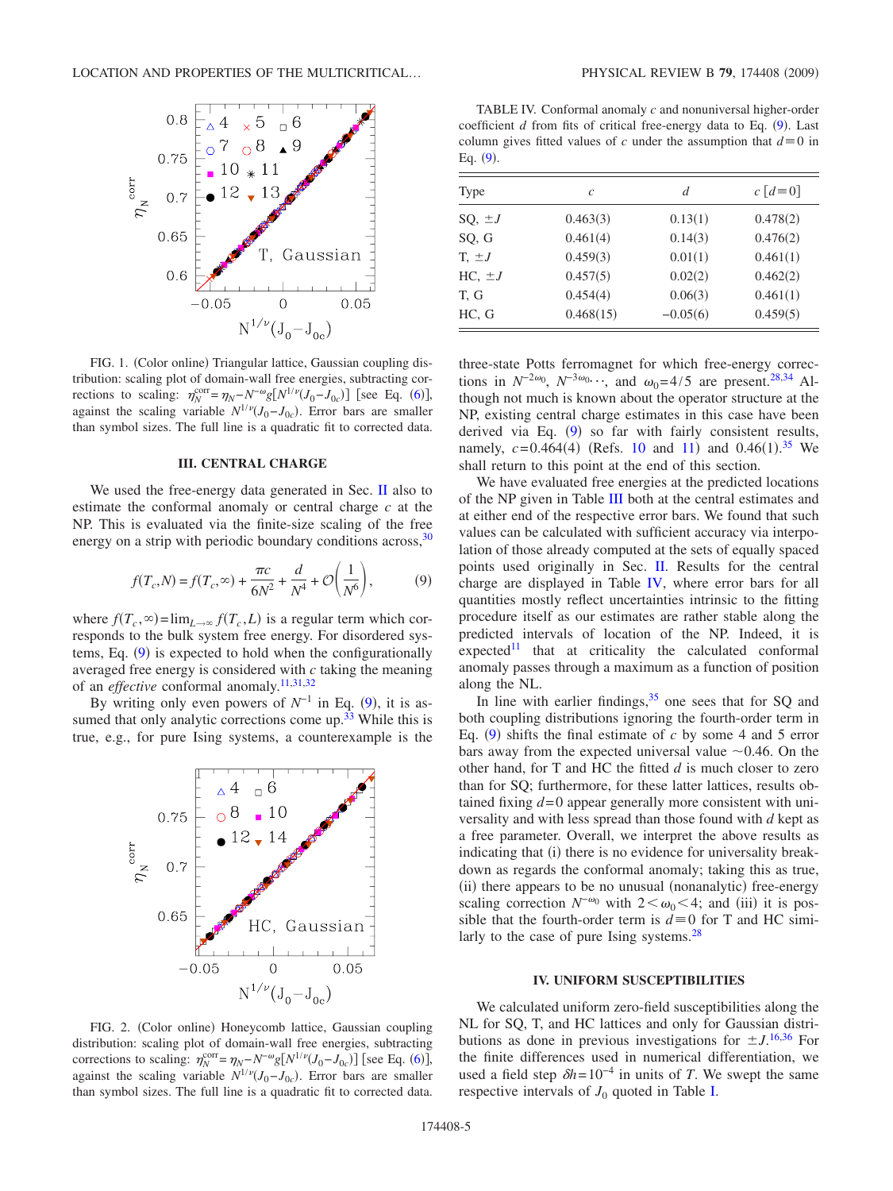FIG. 1. (Color online) Triangular lattice, Gaussian coupling distribution: scaling plot of domain-wall free energies, subtracting corrections to scaling: $\eta_N^{\rm corr}=\eta_N - N^{-\omega} g[N^{1/\nu}(J_0-J_{0c})]$ [see Eq. (6)], against the scaling variable $N^{1/\nu}(J_0-J_{0c})$. Error bars are smaller than symbol sizes. The full line is a quadratic fit to corrected data.

## III. CENTRAL CHARGE

We used the free-energy data generated in Sec. II also to estimate the conformal anomaly or central charge $c$ at the NP. This is evaluated via the finite-size scaling of the free energy on a strip with periodic boundary conditions across,[30]

$$f(T_c,N) = f(T_c,\infty) + \frac{\pi c}{6N^2} + \frac{d}{N^4} + \mathcal{O}\left(\frac{1}{N^6}\right), \tag{9}$$

where $f(T_c,\infty)=\lim_{L\to\infty} f(T_c,L)$ is a regular term which corresponds to the bulk system free energy. For disordered systems, Eq. (9) is expected to hold when the configurationally averaged free energy is considered with $c$ taking the meaning of an *effective* conformal anomaly.[11,31,32]

By writing only even powers of $N^{-1}$ in Eq. (9), it is assumed that only analytic corrections come up.[33] While this is true, e.g., for pure Ising systems, a counterexample is the three-state Potts ferromagnet for which free-energy corrections in $N^{-2\omega_0}$, $N^{-3\omega_0}\cdots$, and $\omega_0=4/5$ are present.[28,34] Although not much is known about the operator structure at the NP, existing central charge estimates in this case have been derived via Eq. (9) so far with fairly consistent results, namely, $c=0.464(4)$ (Refs. 10 and 11) and $0.46(1)$.[35] We shall return to this point at the end of this section.

FIG. 2. (Color online) Honeycomb lattice, Gaussian coupling distribution: scaling plot of domain-wall free energies, subtracting corrections to scaling: $\eta_N^{\rm corr}=\eta_N - N^{-\omega} g[N^{1/\nu}(J_0-J_{0c})]$ [see Eq. (6)], against the scaling variable $N^{1/\nu}(J_0-J_{0c})$. Error bars are smaller than symbol sizes. The full line is a quadratic fit to corrected data.

TABLE IV. Conformal anomaly $c$ and nonuniversal higher-order coefficient $d$ from fits of critical free-energy data to Eq. (9). Last column gives fitted values of $c$ under the assumption that $d\equiv 0$ in Eq. (9).

| Type | $c$ | $d$ | $c\,[d\equiv 0]$ |
|---|---|---|---|
| SQ, $\pm J$ | 0.463(3) | 0.13(1) | 0.478(2) |
| SQ, G | 0.461(4) | 0.14(3) | 0.476(2) |
| T, $\pm J$ | 0.459(3) | 0.01(1) | 0.461(1) |
| HC, $\pm J$ | 0.457(5) | 0.02(2) | 0.462(2) |
| T, G | 0.454(4) | 0.06(3) | 0.461(1) |
| HC, G | 0.468(15) | −0.05(6) | 0.459(5) |

We have evaluated free energies at the predicted locations of the NP given in Table III both at the central estimates and at either end of the respective error bars. We found that such values can be calculated with sufficient accuracy via interpolation of those already computed at the sets of equally spaced points used originally in Sec. II. Results for the central charge are displayed in Table IV, where error bars for all quantities mostly reflect uncertainties intrinsic to the fitting procedure itself as our estimates are rather stable along the predicted intervals of location of the NP. Indeed, it is expected[11] that at criticality the calculated conformal anomaly passes through a maximum as a function of position along the NL.

In line with earlier findings,[35] one sees that for SQ and both coupling distributions ignoring the fourth-order term in Eq. (9) shifts the final estimate of $c$ by some 4 and 5 error bars away from the expected universal value $\sim 0.46$. On the other hand, for T and HC the fitted $d$ is much closer to zero than for SQ; furthermore, for these latter lattices, results obtained fixing $d=0$ appear generally more consistent with universality and with less spread than those found with $d$ kept as a free parameter. Overall, we interpret the above results as indicating that (i) there is no evidence for universality breakdown as regards the conformal anomaly; taking this as true, (ii) there appears to be no unusual (nonanalytic) free-energy scaling correction $N^{-\omega_0}$ with $2<\omega_0<4$; and (iii) it is possible that the fourth-order term is $d\equiv 0$ for T and HC similarly to the case of pure Ising systems.[28]

## IV. UNIFORM SUSCEPTIBILITIES

We calculated uniform zero-field susceptibilities along the NL for SQ, T, and HC lattices and only for Gaussian distributions as done in previous investigations for $\pm J$.[16,36] For the finite differences used in numerical differentiation, we used a field step $\delta h=10^{-4}$ in units of $T$. We swept the same respective intervals of $J_0$ quoted in Table I.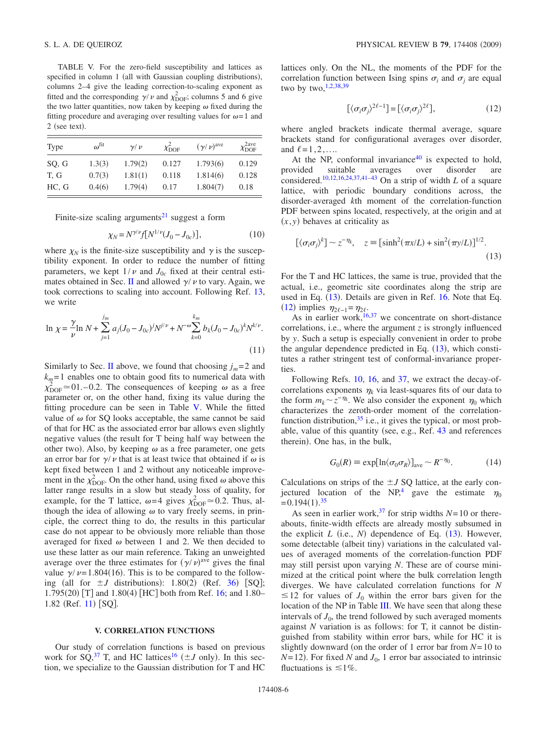TABLE V. For the zero-field susceptibility and lattices as specified in column 1 (all with Gaussian coupling distributions), columns 2–4 give the leading correction-to-scaling exponent as fitted and the corresponding $\gamma/\nu$ and $\chi^2_{\rm DOF}$; columns 5 and 6 give the two latter quantities, now taken by keeping $\omega$ fixed during the fitting procedure and averaging over resulting values for $\omega=1$ and 2 (see text).

| Type | $\omega^{\rm fit}$ | $\gamma/\nu$ | $\chi^2_{\rm DOF}$ | $(\gamma/\nu)^{\rm ave}$ | $\chi^{2\rm ave}_{\rm DOF}$ |
|---|---|---|---|---|---|
| SQ, G | 1.3(3) | 1.79(2) | 0.127 | 1.793(6) | 0.129 |
| T, G | 0.7(3) | 1.81(1) | 0.118 | 1.814(6) | 0.128 |
| HC, G | 0.4(6) | 1.79(4) | 0.17 | 1.804(7) | 0.18 |

Finite-size scaling arguments[21] suggest a form

$$\chi_N = N^{\gamma/\nu} f[N^{1/\nu}(J_0 - J_{0c})], \tag{10}$$

where $\chi_N$ is the finite-size susceptibility and $\gamma$ is the susceptibility exponent. In order to reduce the number of fitting parameters, we kept $1/\nu$ and $J_{0c}$ fixed at their central estimates obtained in Sec. II and allowed $\gamma/\nu$ to vary. Again, we took corrections to scaling into account. Following Ref. 13, we write

$$\ln \chi = \frac{\gamma}{\nu}\ln N + \sum_{j=1}^{j_m} a_j (J_0 - J_{0c})^j N^{j/\nu} + N^{-\omega}\sum_{k=0}^{k_m} b_k (J_0 - J_{0c})^k N^{k/\nu}. \tag{11}$$

Similarly to Sec. II above, we found that choosing $j_m=2$ and $k_m=1$ enables one to obtain good fits to numerical data with $\chi^2_{\rm DOF} \simeq 01.-0.2$. The consequences of keeping $\omega$ as a free parameter or, on the other hand, fixing its value during the fitting procedure can be seen in Table V. While the fitted value of $\omega$ for SQ looks acceptable, the same cannot be said of that for HC as the associated error bar allows even slightly negative values (the result for T being half way between the other two). Also, by keeping $\omega$ as a free parameter, one gets an error bar for $\gamma/\nu$ that is at least twice that obtained if $\omega$ is kept fixed between 1 and 2 without any noticeable improvement in the $\chi^2_{\rm DOF}$. On the other hand, using fixed $\omega$ above this latter range results in a slow but steady loss of quality, for example, for the T lattice, $\omega=4$ gives $\chi^2_{\rm DOF} \simeq 0.2$. Thus, although the idea of allowing $\omega$ to vary freely seems, in principle, the correct thing to do, the results in this particular case do not appear to be obviously more reliable than those averaged for fixed $\omega$ between 1 and 2. We then decided to use these latter as our main reference. Taking an unweighted average over the three estimates for $(\gamma/\nu)^{\rm ave}$ gives the final value $\gamma/\nu=1.804(16)$. This is to be compared to the following (all for $\pm J$ distributions): 1.80(2) (Ref. 36) [SQ]; 1.795(20) [T] and 1.80(4) [HC] both from Ref. 16; and 1.80–1.82 (Ref. 11) [SQ].

## V. CORRELATION FUNCTIONS

Our study of correlation functions is based on previous work for SQ,[37] T, and HC lattices[16] ($\pm J$ only). In this section, we specialize to the Gaussian distribution for T and HC lattices only. On the NL, the moments of the PDF for the correlation function between Ising spins $\sigma_i$ and $\sigma_j$ are equal two by two,[1,2,38,39]

$$[\langle \sigma_i \sigma_j \rangle^{2\ell-1}] = [\langle \sigma_i \sigma_j \rangle^{2\ell}], \tag{12}$$

where angled brackets indicate thermal average, square brackets stand for configurational averages over disorder, and $\ell=1,2,\ldots$.

At the NP, conformal invariance[40] is expected to hold, provided suitable averages over disorder are considered.[10,12,16,24,37,41–43] On a strip of width $L$ of a square lattice, with periodic boundary conditions across, the disorder-averaged $k$th moment of the correlation-function PDF between spins located, respectively, at the origin and at $(x,y)$ behaves at criticality as

$$[\langle \sigma_i \sigma_j \rangle^k] \sim z^{-\eta_k}, \quad z \equiv [\sinh^2(\pi x/L) + \sin^2(\pi y/L)]^{1/2}. \tag{13}$$

For the T and HC lattices, the same is true, provided that the actual, i.e., geometric site coordinates along the strip are used in Eq. (13). Details are given in Ref. 16. Note that Eq. (12) implies $\eta_{2\ell-1}=\eta_{2\ell}$.

As in earlier work,[16,37] we concentrate on short-distance correlations, i.e., where the argument $z$ is strongly influenced by $y$. Such a setup is especially convenient in order to probe the angular dependence predicted in Eq. (13), which constitutes a rather stringent test of conformal-invariance properties.

Following Refs. 10, 16, and 37, we extract the decay-of-correlations exponents $\eta_k$ via least-squares fits of our data to the form $m_k \sim z^{-\eta_k}$. We also consider the exponent $\eta_0$ which characterizes the zeroth-order moment of the correlation-function distribution,[35] i.e., it gives the typical, or most probable, value of this quantity (see, e.g., Ref. 43 and references therein). One has, in the bulk,

$$G_0(R) \equiv \exp[\ln\langle \sigma_0 \sigma_R \rangle]_{\rm ave} \sim R^{-\eta_0}. \tag{14}$$

Calculations on strips of the $\pm J$ SQ lattice, at the early conjectured location of the NP,[4] gave the estimate $\eta_0 = 0.194(1)$.[35]

As seen in earlier work,[37] for strip widths $N=10$ or thereabouts, finite-width effects are already mostly subsumed in the explicit $L$ (i.e., $N$) dependence of Eq. (13). However, some detectable (albeit tiny) variations in the calculated values of averaged moments of the correlation-function PDF may still persist upon varying $N$. These are of course minimized at the critical point where the bulk correlation length diverges. We have calculated correlation functions for $N \leq 12$ for values of $J_0$ within the error bars given for the location of the NP in Table III. We have seen that along these intervals of $J_0$, the trend followed by such averaged moments against $N$ variation is as follows: for T, it cannot be distinguished from stability within error bars, while for HC it is slightly downward (on the order of 1 error bar from $N=10$ to $N=12$). For fixed $N$ and $J_0$, 1 error bar associated to intrinsic fluctuations is $\lesssim 1\%$.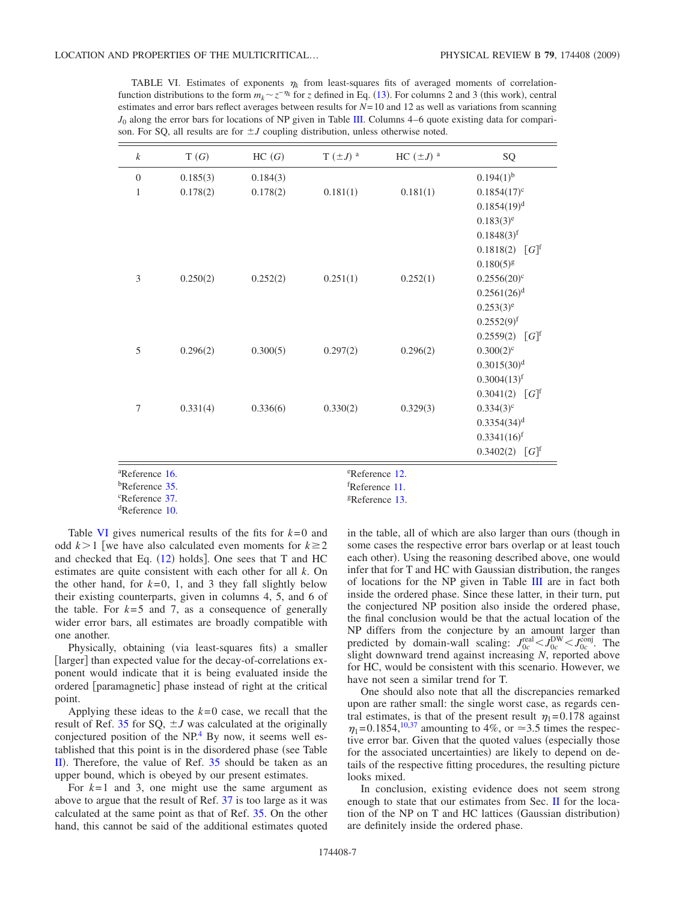TABLE VI. Estimates of exponents $\eta_k$ from least-squares fits of averaged moments of correlation-function distributions to the form $m_k \sim z^{-\eta_k}$ for $z$ defined in Eq. (13). For columns 2 and 3 (this work), central estimates and error bars reflect averages between results for $N=10$ and 12 as well as variations from scanning $J_0$ along the error bars for locations of NP given in Table III. Columns 4–6 quote existing data for comparison. For SQ, all results are for $\pm J$ coupling distribution, unless otherwise noted.

| $k$ | T $(G)$ | HC $(G)$ | T $(\pm J)$ [a] | HC $(\pm J)$ [a] | SQ |
|---|---|---|---|---|---|
| 0 | 0.185(3) | 0.184(3) | | | 0.194(1)[b] |
| 1 | 0.178(2) | 0.178(2) | 0.181(1) | 0.181(1) | 0.1854(17)[c] |
| | | | | | 0.1854(19)[d] |
| | | | | | 0.183(3)[e] |
| | | | | | 0.1848(3)[f] |
| | | | | | 0.1818(2) $[G]$[f] |
| | | | | | 0.180(5)[g] |
| 3 | 0.250(2) | 0.252(2) | 0.251(1) | 0.252(1) | 0.2556(20)[c] |
| | | | | | 0.2561(26)[d] |
| | | | | | 0.253(3)[e] |
| | | | | | 0.2552(9)[f] |
| | | | | | 0.2559(2) $[G]$[f] |
| 5 | 0.296(2) | 0.300(5) | 0.297(2) | 0.296(2) | 0.300(2)[c] |
| | | | | | 0.3015(30)[d] |
| | | | | | 0.3004(13)[f] |
| | | | | | 0.3041(2) $[G]$[f] |
| 7 | 0.331(4) | 0.336(6) | 0.330(2) | 0.329(3) | 0.334(3)[c] |
| | | | | | 0.3354(34)[d] |
| | | | | | 0.3341(16)[f] |
| | | | | | 0.3402(2) $[G]$[f] |

[a] Reference 16.
[b] Reference 35.
[c] Reference 37.
[d] Reference 10.
[e] Reference 12.
[f] Reference 11.
[g] Reference 13.

Table VI gives numerical results of the fits for $k=0$ and odd $k>1$ [we have also calculated even moments for $k \geq 2$ and checked that Eq. (12) holds]. One sees that T and HC estimates are quite consistent with each other for all $k$. On the other hand, for $k=0$, 1, and 3 they fall slightly below their existing counterparts, given in columns 4, 5, and 6 of the table. For $k=5$ and 7, as a consequence of generally wider error bars, all estimates are broadly compatible with one another.

Physically, obtaining (via least-squares fits) a smaller [larger] than expected value for the decay-of-correlations exponent would indicate that it is being evaluated inside the ordered [paramagnetic] phase instead of right at the critical point.

Applying these ideas to the $k=0$ case, we recall that the result of Ref. 35 for SQ, $\pm J$ was calculated at the originally conjectured position of the NP.[4] By now, it seems well established that this point is in the disordered phase (see Table II). Therefore, the value of Ref. 35 should be taken as an upper bound, which is obeyed by our present estimates.

For $k=1$ and 3, one might use the same argument as above to argue that the result of Ref. 37 is too large as it was calculated at the same point as that of Ref. 35. On the other hand, this cannot be said of the additional estimates quoted in the table, all of which are also larger than ours (though in some cases the respective error bars overlap or at least touch each other). Using the reasoning described above, one would infer that for T and HC with Gaussian distribution, the ranges of locations for the NP given in Table III are in fact both inside the ordered phase. Since these latter, in their turn, put the conjectured NP position also inside the ordered phase, the final conclusion would be that the actual location of the NP differs from the conjecture by an amount larger than predicted by domain-wall scaling: $J_{0c}^{\rm real} < J_{0c}^{\rm DW} < J_{0c}^{\rm conj}$. The slight downward trend against increasing $N$, reported above for HC, would be consistent with this scenario. However, we have not seen a similar trend for T.

One should also note that all the discrepancies remarked upon are rather small: the single worst case, as regards central estimates, is that of the present result $\eta_1 = 0.178$ against $\eta_1 = 0.1854$,[10,37] amounting to 4%, or $\simeq 3.5$ times the respective error bar. Given that the quoted values (especially those for the associated uncertainties) are likely to depend on details of the respective fitting procedures, the resulting picture looks mixed.

In conclusion, existing evidence does not seem strong enough to state that our estimates from Sec. II for the location of the NP on T and HC lattices (Gaussian distribution) are definitely inside the ordered phase.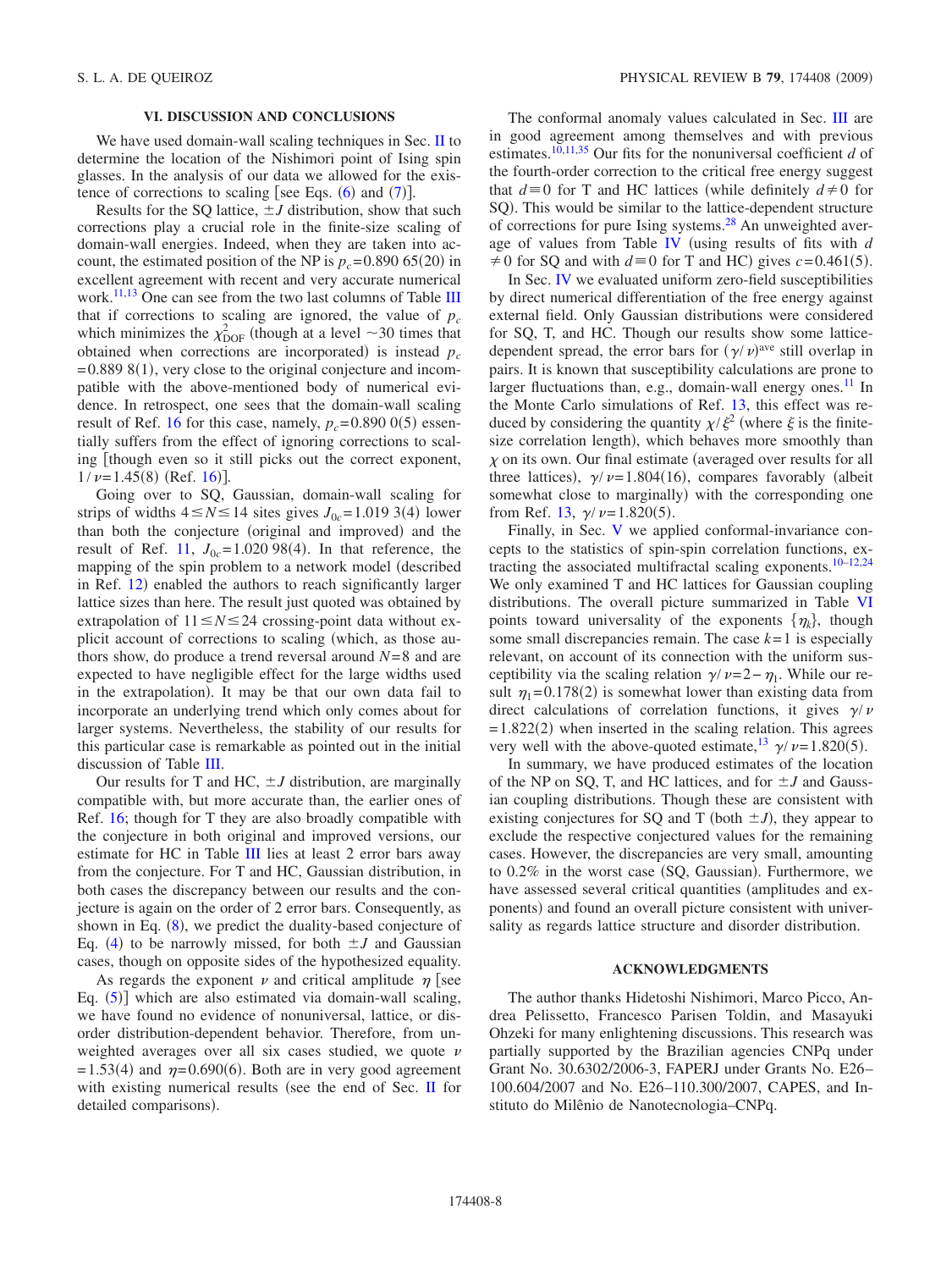## VI. DISCUSSION AND CONCLUSIONS

We have used domain-wall scaling techniques in Sec. II to determine the location of the Nishimori point of Ising spin glasses. In the analysis of our data we allowed for the existence of corrections to scaling [see Eqs. (6) and (7)].

Results for the SQ lattice, $\pm J$ distribution, show that such corrections play a crucial role in the finite-size scaling of domain-wall energies. Indeed, when they are taken into account, the estimated position of the NP is $p_c = 0.890\,65(20)$ in excellent agreement with recent and very accurate numerical work.[11,13] One can see from the two last columns of Table III that if corrections to scaling are ignored, the value of $p_c$ which minimizes the $\chi^2_{\rm DOF}$ (though at a level $\sim 30$ times that obtained when corrections are incorporated) is instead $p_c = 0.889\,8(1)$, very close to the original conjecture and incompatible with the above-mentioned body of numerical evidence. In retrospect, one sees that the domain-wall scaling result of Ref. 16 for this case, namely, $p_c = 0.890\,0(5)$ essentially suffers from the effect of ignoring corrections to scaling [though even so it still picks out the correct exponent, $1/\nu = 1.45(8)$ (Ref. 16)].

Going over to SQ, Gaussian, domain-wall scaling for strips of widths $4 \leq N \leq 14$ sites gives $J_{0c} = 1.019\,3(4)$ lower than both the conjecture (original and improved) and the result of Ref. 11, $J_{0c} = 1.020\,98(4)$. In that reference, the mapping of the spin problem to a network model (described in Ref. 12) enabled the authors to reach significantly larger lattice sizes than here. The result just quoted was obtained by extrapolation of $11 \leq N \leq 24$ crossing-point data without explicit account of corrections to scaling (which, as those authors show, do produce a trend reversal around $N = 8$ and are expected to have negligible effect for the large widths used in the extrapolation). It may be that our own data fail to incorporate an underlying trend which only comes about for larger systems. Nevertheless, the stability of our results for this particular case is remarkable as pointed out in the initial discussion of Table III.

Our results for T and HC, $\pm J$ distribution, are marginally compatible with, but more accurate than, the earlier ones of Ref. 16; though for T they are also broadly compatible with the conjecture in both original and improved versions, our estimate for HC in Table III lies at least 2 error bars away from the conjecture. For T and HC, Gaussian distribution, in both cases the discrepancy between our results and the conjecture is again on the order of 2 error bars. Consequently, as shown in Eq. (8), we predict the duality-based conjecture of Eq. (4) to be narrowly missed, for both $\pm J$ and Gaussian cases, though on opposite sides of the hypothesized equality.

As regards the exponent $\nu$ and critical amplitude $\eta$ [see Eq. (5)] which are also estimated via domain-wall scaling, we have found no evidence of nonuniversal, lattice, or disorder distribution-dependent behavior. Therefore, from unweighted averages over all six cases studied, we quote $\nu = 1.53(4)$ and $\eta = 0.690(6)$. Both are in very good agreement with existing numerical results (see the end of Sec. II for detailed comparisons).

The conformal anomaly values calculated in Sec. III are in good agreement among themselves and with previous estimates.[10,11,35] Our fits for the nonuniversal coefficient $d$ of the fourth-order correction to the critical free energy suggest that $d \equiv 0$ for T and HC lattices (while definitely $d \neq 0$ for SQ). This would be similar to the lattice-dependent structure of corrections for pure Ising systems.[28] An unweighted average of values from Table IV (using results of fits with $d \neq 0$ for SQ and with $d \equiv 0$ for T and HC) gives $c = 0.461(5)$.

In Sec. IV we evaluated uniform zero-field susceptibilities by direct numerical differentiation of the free energy against external field. Only Gaussian distributions were considered for SQ, T, and HC. Though our results show some lattice-dependent spread, the error bars for $(\gamma/\nu)^{\rm ave}$ still overlap in pairs. It is known that susceptibility calculations are prone to larger fluctuations than, e.g., domain-wall energy ones.[11] In the Monte Carlo simulations of Ref. 13, this effect was reduced by considering the quantity $\chi/\xi^2$ (where $\xi$ is the finite-size correlation length), which behaves more smoothly than $\chi$ on its own. Our final estimate (averaged over results for all three lattices), $\gamma/\nu = 1.804(16)$, compares favorably (albeit somewhat close to marginally) with the corresponding one from Ref. 13, $\gamma/\nu = 1.820(5)$.

Finally, in Sec. V we applied conformal-invariance concepts to the statistics of spin-spin correlation functions, extracting the associated multifractal scaling exponents.[10–12,24] We only examined T and HC lattices for Gaussian coupling distributions. The overall picture summarized in Table VI points toward universality of the exponents $\{\eta_k\}$, though some small discrepancies remain. The case $k=1$ is especially relevant, on account of its connection with the uniform susceptibility via the scaling relation $\gamma/\nu = 2 - \eta_1$. While our result $\eta_1 = 0.178(2)$ is somewhat lower than existing data from direct calculations of correlation functions, it gives $\gamma/\nu = 1.822(2)$ when inserted in the scaling relation. This agrees very well with the above-quoted estimate,[13] $\gamma/\nu = 1.820(5)$.

In summary, we have produced estimates of the location of the NP on SQ, T, and HC lattices, and for $\pm J$ and Gaussian coupling distributions. Though these are consistent with existing conjectures for SQ and T (both $\pm J$), they appear to exclude the respective conjectured values for the remaining cases. However, the discrepancies are very small, amounting to 0.2% in the worst case (SQ, Gaussian). Furthermore, we have assessed several critical quantities (amplitudes and exponents) and found an overall picture consistent with universality as regards lattice structure and disorder distribution.

## ACKNOWLEDGMENTS

The author thanks Hidetoshi Nishimori, Marco Picco, Andrea Pelissetto, Francesco Parisen Toldin, and Masayuki Ohzeki for many enlightening discussions. This research was partially supported by the Brazilian agencies CNPq under Grant No. 30.6302/2006-3, FAPERJ under Grants No. E26–100.604/2007 and No. E26–110.300/2007, CAPES, and Instituto do Milênio de Nanotecnologia–CNPq.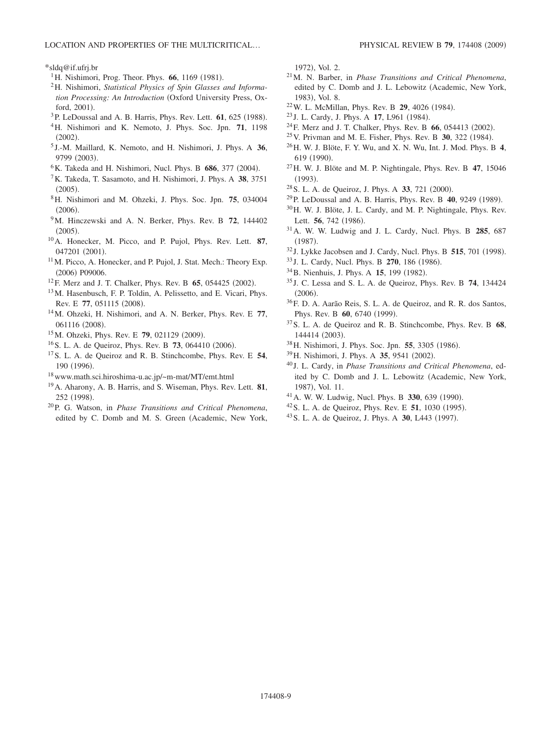*sldq@if.ufrj.br

[1] H. Nishimori, Prog. Theor. Phys. **66**, 1169 (1981).

[2] H. Nishimori, *Statistical Physics of Spin Glasses and Information Processing: An Introduction* (Oxford University Press, Oxford, 2001).

[3] P. LeDoussal and A. B. Harris, Phys. Rev. Lett. **61**, 625 (1988).

[4] H. Nishimori and K. Nemoto, J. Phys. Soc. Jpn. **71**, 1198 (2002).

[5] J.-M. Maillard, K. Nemoto, and H. Nishimori, J. Phys. A **36**, 9799 (2003).

[6] K. Takeda and H. Nishimori, Nucl. Phys. B **686**, 377 (2004).

[7] K. Takeda, T. Sasamoto, and H. Nishimori, J. Phys. A **38**, 3751 (2005).

[8] H. Nishimori and M. Ohzeki, J. Phys. Soc. Jpn. **75**, 034004 (2006).

[9] M. Hinczewski and A. N. Berker, Phys. Rev. B **72**, 144402 (2005).

[10] A. Honecker, M. Picco, and P. Pujol, Phys. Rev. Lett. **87**, 047201 (2001).

[11] M. Picco, A. Honecker, and P. Pujol, J. Stat. Mech.: Theory Exp. (2006) P09006.

[12] F. Merz and J. T. Chalker, Phys. Rev. B **65**, 054425 (2002).

[13] M. Hasenbusch, F. P. Toldin, A. Pelissetto, and E. Vicari, Phys. Rev. E **77**, 051115 (2008).

[14] M. Ohzeki, H. Nishimori, and A. N. Berker, Phys. Rev. E **77**, 061116 (2008).

[15] M. Ohzeki, Phys. Rev. E **79**, 021129 (2009).

[16] S. L. A. de Queiroz, Phys. Rev. B **73**, 064410 (2006).

[17] S. L. A. de Queiroz and R. B. Stinchcombe, Phys. Rev. E **54**, 190 (1996).

[18] www.math.sci.hiroshima-u.ac.jp/~m-mat/MT/emt.html

[19] A. Aharony, A. B. Harris, and S. Wiseman, Phys. Rev. Lett. **81**, 252 (1998).

[20] P. G. Watson, in *Phase Transitions and Critical Phenomena*, edited by C. Domb and M. S. Green (Academic, New York, 1972), Vol. 2.

[21] M. N. Barber, in *Phase Transitions and Critical Phenomena*, edited by C. Domb and J. L. Lebowitz (Academic, New York, 1983), Vol. 8.

[22] W. L. McMillan, Phys. Rev. B **29**, 4026 (1984).

[23] J. L. Cardy, J. Phys. A **17**, L961 (1984).

[24] F. Merz and J. T. Chalker, Phys. Rev. B **66**, 054413 (2002).

[25] V. Privman and M. E. Fisher, Phys. Rev. B **30**, 322 (1984).

[26] H. W. J. Blöte, F. Y. Wu, and X. N. Wu, Int. J. Mod. Phys. B **4**, 619 (1990).

[27] H. W. J. Blöte and M. P. Nightingale, Phys. Rev. B **47**, 15046 (1993).

[28] S. L. A. de Queiroz, J. Phys. A **33**, 721 (2000).

[29] P. LeDoussal and A. B. Harris, Phys. Rev. B **40**, 9249 (1989).

[30] H. W. J. Blöte, J. L. Cardy, and M. P. Nightingale, Phys. Rev. Lett. **56**, 742 (1986).

[31] A. W. W. Ludwig and J. L. Cardy, Nucl. Phys. B **285**, 687 (1987).

[32] J. Lykke Jacobsen and J. Cardy, Nucl. Phys. B **515**, 701 (1998).

[33] J. L. Cardy, Nucl. Phys. B **270**, 186 (1986).

[34] B. Nienhuis, J. Phys. A **15**, 199 (1982).

[35] J. C. Lessa and S. L. A. de Queiroz, Phys. Rev. B **74**, 134424 (2006).

[36] F. D. A. Aarão Reis, S. L. A. de Queiroz, and R. R. dos Santos, Phys. Rev. B **60**, 6740 (1999).

[37] S. L. A. de Queiroz and R. B. Stinchcombe, Phys. Rev. B **68**, 144414 (2003).

[38] H. Nishimori, J. Phys. Soc. Jpn. **55**, 3305 (1986).

[39] H. Nishimori, J. Phys. A **35**, 9541 (2002).

[40] J. L. Cardy, in *Phase Transitions and Critical Phenomena*, edited by C. Domb and J. L. Lebowitz (Academic, New York, 1987), Vol. 11.

[41] A. W. W. Ludwig, Nucl. Phys. B **330**, 639 (1990).

[42] S. L. A. de Queiroz, Phys. Rev. E **51**, 1030 (1995).

[43] S. L. A. de Queiroz, J. Phys. A **30**, L443 (1997).